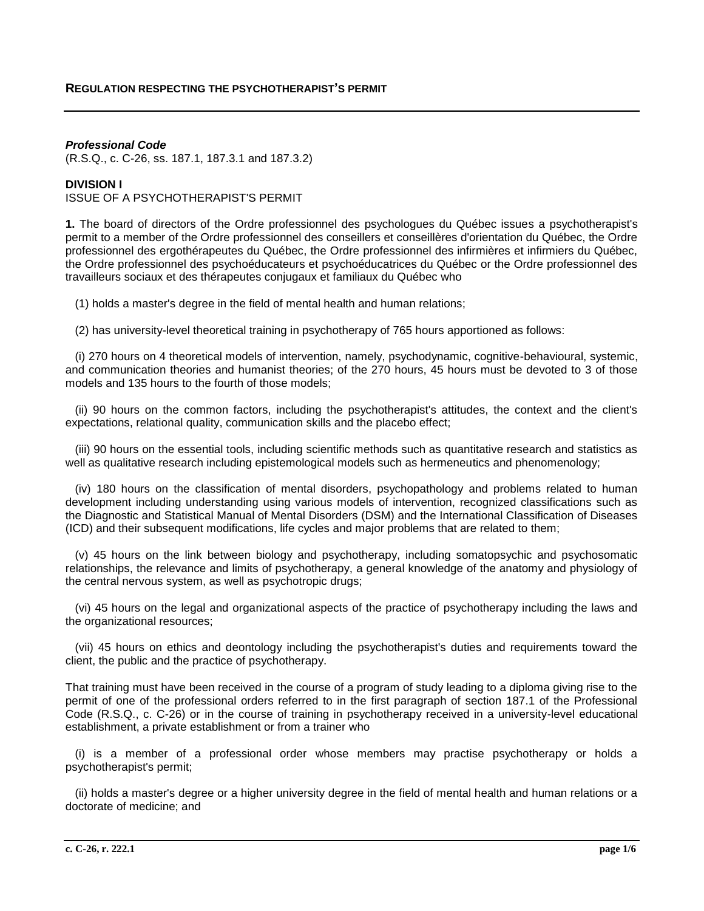# REGULATION RESPECTING THE PSYCHOTHERAPIST'S PERMIT

***Professional Code***
(R.S.Q., c. C-26, ss. 187.1, 187.3.1 and 187.3.2)

**DIVISION I**
ISSUE OF A PSYCHOTHERAPIST'S PERMIT

**1.** The board of directors of the Ordre professionnel des psychologues du Québec issues a psychotherapist's permit to a member of the Ordre professionnel des conseillers et conseillères d'orientation du Québec, the Ordre professionnel des ergothérapeutes du Québec, the Ordre professionnel des infirmières et infirmiers du Québec, the Ordre professionnel des psychoéducateurs et psychoéducatrices du Québec or the Ordre professionnel des travailleurs sociaux et des thérapeutes conjugaux et familiaux du Québec who

(1) holds a master's degree in the field of mental health and human relations;

(2) has university-level theoretical training in psychotherapy of 765 hours apportioned as follows:

(i) 270 hours on 4 theoretical models of intervention, namely, psychodynamic, cognitive-behavioural, systemic, and communication theories and humanist theories; of the 270 hours, 45 hours must be devoted to 3 of those models and 135 hours to the fourth of those models;

(ii) 90 hours on the common factors, including the psychotherapist's attitudes, the context and the client's expectations, relational quality, communication skills and the placebo effect;

(iii) 90 hours on the essential tools, including scientific methods such as quantitative research and statistics as well as qualitative research including epistemological models such as hermeneutics and phenomenology;

(iv) 180 hours on the classification of mental disorders, psychopathology and problems related to human development including understanding using various models of intervention, recognized classifications such as the Diagnostic and Statistical Manual of Mental Disorders (DSM) and the International Classification of Diseases (ICD) and their subsequent modifications, life cycles and major problems that are related to them;

(v) 45 hours on the link between biology and psychotherapy, including somatopsychic and psychosomatic relationships, the relevance and limits of psychotherapy, a general knowledge of the anatomy and physiology of the central nervous system, as well as psychotropic drugs;

(vi) 45 hours on the legal and organizational aspects of the practice of psychotherapy including the laws and the organizational resources;

(vii) 45 hours on ethics and deontology including the psychotherapist's duties and requirements toward the client, the public and the practice of psychotherapy.

That training must have been received in the course of a program of study leading to a diploma giving rise to the permit of one of the professional orders referred to in the first paragraph of section 187.1 of the Professional Code (R.S.Q., c. C-26) or in the course of training in psychotherapy received in a university-level educational establishment, a private establishment or from a trainer who

(i) is a member of a professional order whose members may practise psychotherapy or holds a psychotherapist's permit;

(ii) holds a master's degree or a higher university degree in the field of mental health and human relations or a doctorate of medicine; and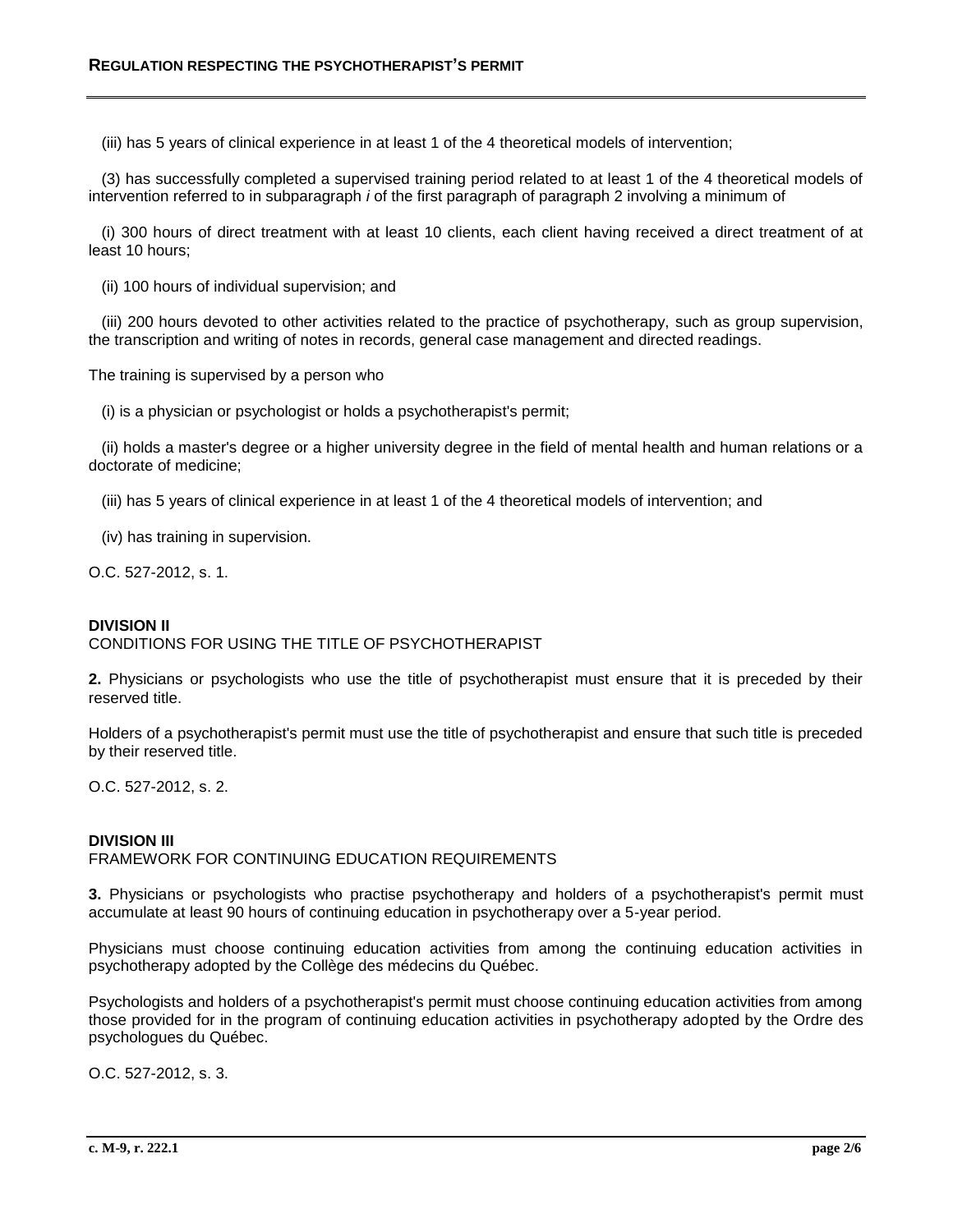(iii) has 5 years of clinical experience in at least 1 of the 4 theoretical models of intervention;

(3) has successfully completed a supervised training period related to at least 1 of the 4 theoretical models of intervention referred to in subparagraph *i* of the first paragraph of paragraph 2 involving a minimum of

(i) 300 hours of direct treatment with at least 10 clients, each client having received a direct treatment of at least 10 hours;

(ii) 100 hours of individual supervision; and

(iii) 200 hours devoted to other activities related to the practice of psychotherapy, such as group supervision, the transcription and writing of notes in records, general case management and directed readings.

The training is supervised by a person who

(i) is a physician or psychologist or holds a psychotherapist's permit;

(ii) holds a master's degree or a higher university degree in the field of mental health and human relations or a doctorate of medicine;

(iii) has 5 years of clinical experience in at least 1 of the 4 theoretical models of intervention; and

(iv) has training in supervision.

O.C. 527-2012, s. 1.

**DIVISION II**
CONDITIONS FOR USING THE TITLE OF PSYCHOTHERAPIST

**2.** Physicians or psychologists who use the title of psychotherapist must ensure that it is preceded by their reserved title.

Holders of a psychotherapist's permit must use the title of psychotherapist and ensure that such title is preceded by their reserved title.

O.C. 527-2012, s. 2.

**DIVISION III**
FRAMEWORK FOR CONTINUING EDUCATION REQUIREMENTS

**3.** Physicians or psychologists who practise psychotherapy and holders of a psychotherapist's permit must accumulate at least 90 hours of continuing education in psychotherapy over a 5-year period.

Physicians must choose continuing education activities from among the continuing education activities in psychotherapy adopted by the Collège des médecins du Québec.

Psychologists and holders of a psychotherapist's permit must choose continuing education activities from among those provided for in the program of continuing education activities in psychotherapy adopted by the Ordre des psychologues du Québec.

O.C. 527-2012, s. 3.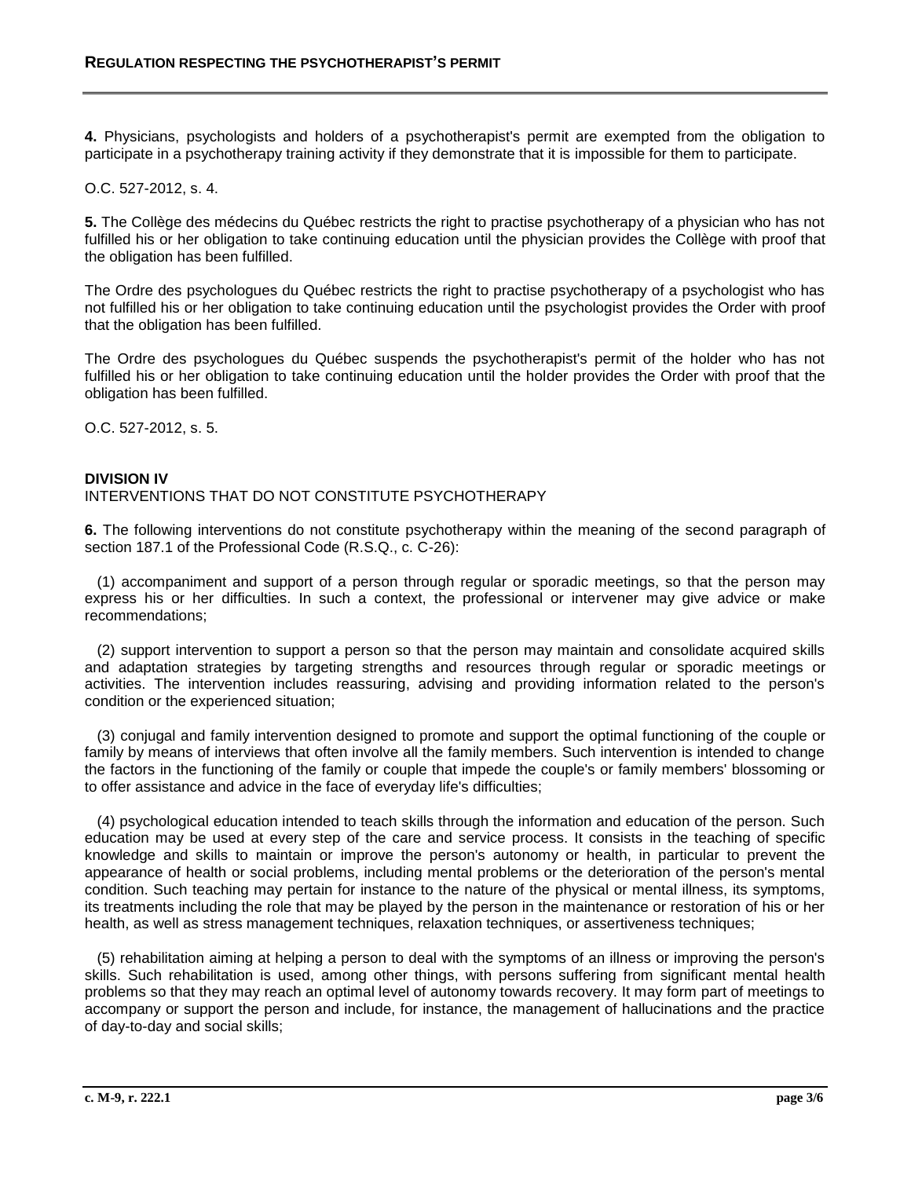**4.** Physicians, psychologists and holders of a psychotherapist's permit are exempted from the obligation to participate in a psychotherapy training activity if they demonstrate that it is impossible for them to participate.

O.C. 527-2012, s. 4.

**5.** The Collège des médecins du Québec restricts the right to practise psychotherapy of a physician who has not fulfilled his or her obligation to take continuing education until the physician provides the Collège with proof that the obligation has been fulfilled.

The Ordre des psychologues du Québec restricts the right to practise psychotherapy of a psychologist who has not fulfilled his or her obligation to take continuing education until the psychologist provides the Order with proof that the obligation has been fulfilled.

The Ordre des psychologues du Québec suspends the psychotherapist's permit of the holder who has not fulfilled his or her obligation to take continuing education until the holder provides the Order with proof that the obligation has been fulfilled.

O.C. 527-2012, s. 5.

**DIVISION IV**
INTERVENTIONS THAT DO NOT CONSTITUTE PSYCHOTHERAPY

**6.** The following interventions do not constitute psychotherapy within the meaning of the second paragraph of section 187.1 of the Professional Code (R.S.Q., c. C-26):

(1) accompaniment and support of a person through regular or sporadic meetings, so that the person may express his or her difficulties. In such a context, the professional or intervener may give advice or make recommendations;

(2) support intervention to support a person so that the person may maintain and consolidate acquired skills and adaptation strategies by targeting strengths and resources through regular or sporadic meetings or activities. The intervention includes reassuring, advising and providing information related to the person's condition or the experienced situation;

(3) conjugal and family intervention designed to promote and support the optimal functioning of the couple or family by means of interviews that often involve all the family members. Such intervention is intended to change the factors in the functioning of the family or couple that impede the couple's or family members' blossoming or to offer assistance and advice in the face of everyday life's difficulties;

(4) psychological education intended to teach skills through the information and education of the person. Such education may be used at every step of the care and service process. It consists in the teaching of specific knowledge and skills to maintain or improve the person's autonomy or health, in particular to prevent the appearance of health or social problems, including mental problems or the deterioration of the person's mental condition. Such teaching may pertain for instance to the nature of the physical or mental illness, its symptoms, its treatments including the role that may be played by the person in the maintenance or restoration of his or her health, as well as stress management techniques, relaxation techniques, or assertiveness techniques;

(5) rehabilitation aiming at helping a person to deal with the symptoms of an illness or improving the person's skills. Such rehabilitation is used, among other things, with persons suffering from significant mental health problems so that they may reach an optimal level of autonomy towards recovery. It may form part of meetings to accompany or support the person and include, for instance, the management of hallucinations and the practice of day-to-day and social skills;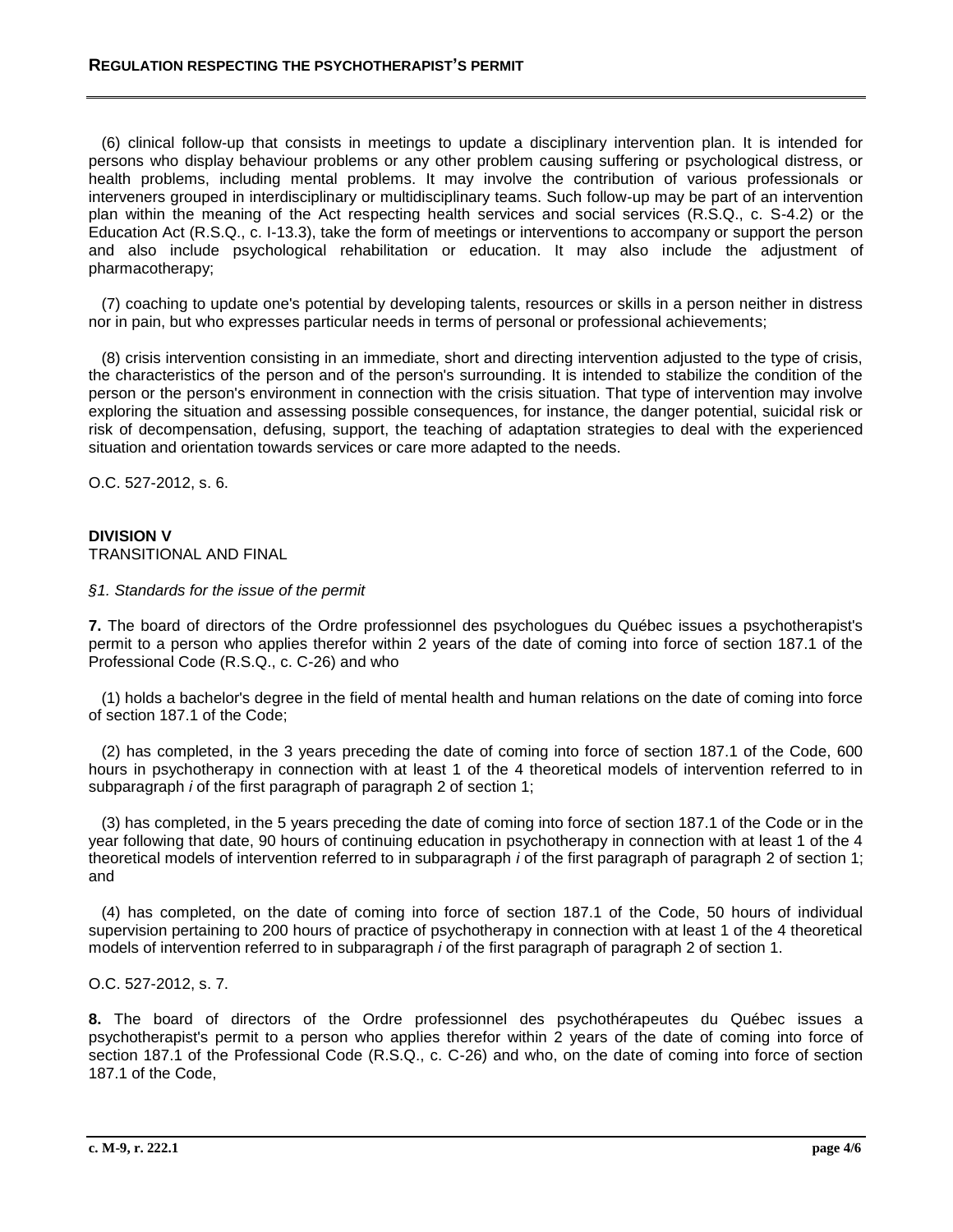(6) clinical follow-up that consists in meetings to update a disciplinary intervention plan. It is intended for persons who display behaviour problems or any other problem causing suffering or psychological distress, or health problems, including mental problems. It may involve the contribution of various professionals or interveners grouped in interdisciplinary or multidisciplinary teams. Such follow-up may be part of an intervention plan within the meaning of the Act respecting health services and social services (R.S.Q., c. S-4.2) or the Education Act (R.S.Q., c. I-13.3), take the form of meetings or interventions to accompany or support the person and also include psychological rehabilitation or education. It may also include the adjustment of pharmacotherapy;

(7) coaching to update one's potential by developing talents, resources or skills in a person neither in distress nor in pain, but who expresses particular needs in terms of personal or professional achievements;

(8) crisis intervention consisting in an immediate, short and directing intervention adjusted to the type of crisis, the characteristics of the person and of the person's surrounding. It is intended to stabilize the condition of the person or the person's environment in connection with the crisis situation. That type of intervention may involve exploring the situation and assessing possible consequences, for instance, the danger potential, suicidal risk or risk of decompensation, defusing, support, the teaching of adaptation strategies to deal with the experienced situation and orientation towards services or care more adapted to the needs.

O.C. 527-2012, s. 6.

**DIVISION V**
TRANSITIONAL AND FINAL

*§1. Standards for the issue of the permit*

**7.** The board of directors of the Ordre professionnel des psychologues du Québec issues a psychotherapist's permit to a person who applies therefor within 2 years of the date of coming into force of section 187.1 of the Professional Code (R.S.Q., c. C-26) and who

(1) holds a bachelor's degree in the field of mental health and human relations on the date of coming into force of section 187.1 of the Code;

(2) has completed, in the 3 years preceding the date of coming into force of section 187.1 of the Code, 600 hours in psychotherapy in connection with at least 1 of the 4 theoretical models of intervention referred to in subparagraph *i* of the first paragraph of paragraph 2 of section 1;

(3) has completed, in the 5 years preceding the date of coming into force of section 187.1 of the Code or in the year following that date, 90 hours of continuing education in psychotherapy in connection with at least 1 of the 4 theoretical models of intervention referred to in subparagraph *i* of the first paragraph of paragraph 2 of section 1; and

(4) has completed, on the date of coming into force of section 187.1 of the Code, 50 hours of individual supervision pertaining to 200 hours of practice of psychotherapy in connection with at least 1 of the 4 theoretical models of intervention referred to in subparagraph *i* of the first paragraph of paragraph 2 of section 1.

O.C. 527-2012, s. 7.

**8.** The board of directors of the Ordre professionnel des psychothérapeutes du Québec issues a psychotherapist's permit to a person who applies therefor within 2 years of the date of coming into force of section 187.1 of the Professional Code (R.S.Q., c. C-26) and who, on the date of coming into force of section 187.1 of the Code,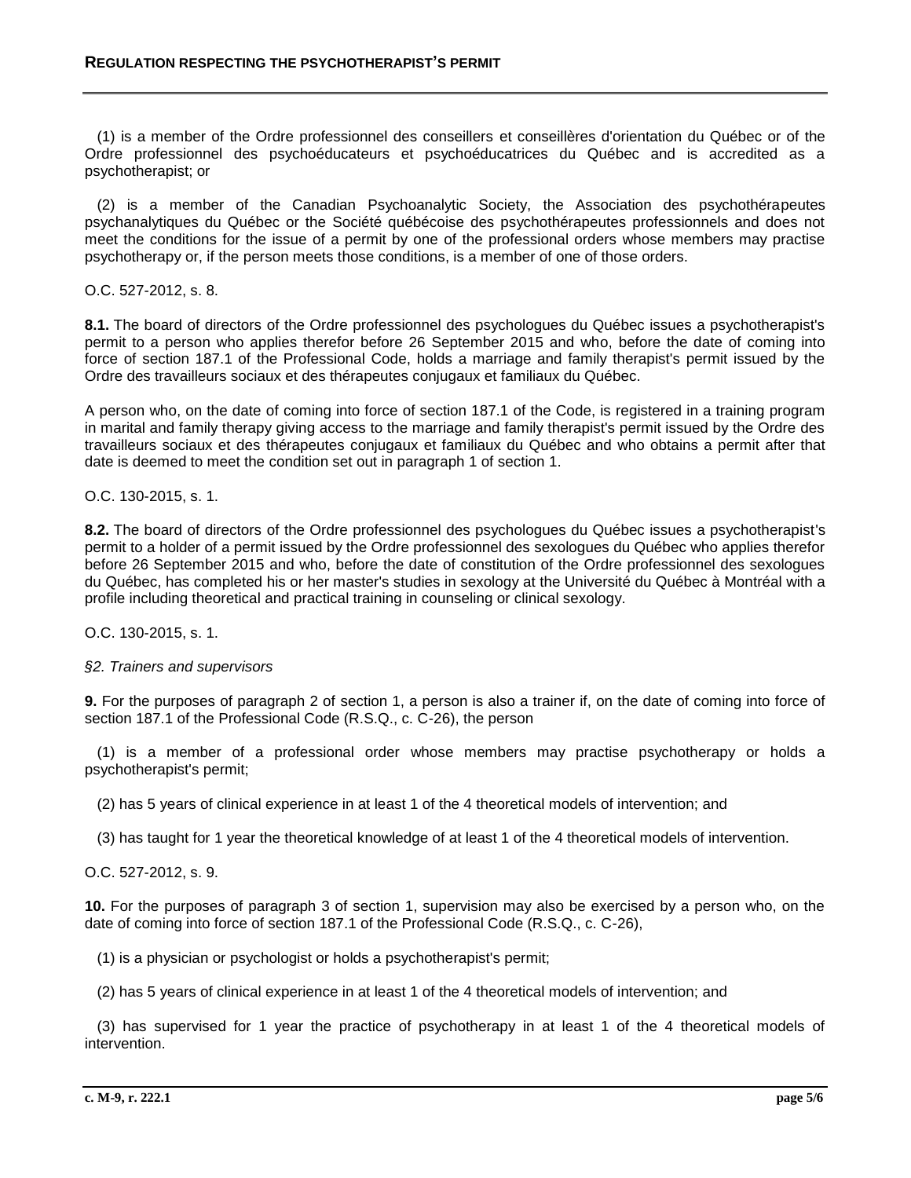(1) is a member of the Ordre professionnel des conseillers et conseillères d'orientation du Québec or of the Ordre professionnel des psychoéducateurs et psychoéducatrices du Québec and is accredited as a psychotherapist; or

(2) is a member of the Canadian Psychoanalytic Society, the Association des psychothérapeutes psychanalytiques du Québec or the Société québécoise des psychothérapeutes professionnels and does not meet the conditions for the issue of a permit by one of the professional orders whose members may practise psychotherapy or, if the person meets those conditions, is a member of one of those orders.

O.C. 527-2012, s. 8.

**8.1.** The board of directors of the Ordre professionnel des psychologues du Québec issues a psychotherapist's permit to a person who applies therefor before 26 September 2015 and who, before the date of coming into force of section 187.1 of the Professional Code, holds a marriage and family therapist's permit issued by the Ordre des travailleurs sociaux et des thérapeutes conjugaux et familiaux du Québec.

A person who, on the date of coming into force of section 187.1 of the Code, is registered in a training program in marital and family therapy giving access to the marriage and family therapist's permit issued by the Ordre des travailleurs sociaux et des thérapeutes conjugaux et familiaux du Québec and who obtains a permit after that date is deemed to meet the condition set out in paragraph 1 of section 1.

O.C. 130-2015, s. 1.

**8.2.** The board of directors of the Ordre professionnel des psychologues du Québec issues a psychotherapist's permit to a holder of a permit issued by the Ordre professionnel des sexologues du Québec who applies therefor before 26 September 2015 and who, before the date of constitution of the Ordre professionnel des sexologues du Québec, has completed his or her master's studies in sexology at the Université du Québec à Montréal with a profile including theoretical and practical training in counseling or clinical sexology.

O.C. 130-2015, s. 1.

*§2. Trainers and supervisors*

**9.** For the purposes of paragraph 2 of section 1, a person is also a trainer if, on the date of coming into force of section 187.1 of the Professional Code (R.S.Q., c. C-26), the person

(1) is a member of a professional order whose members may practise psychotherapy or holds a psychotherapist's permit;

(2) has 5 years of clinical experience in at least 1 of the 4 theoretical models of intervention; and

(3) has taught for 1 year the theoretical knowledge of at least 1 of the 4 theoretical models of intervention.

O.C. 527-2012, s. 9.

**10.** For the purposes of paragraph 3 of section 1, supervision may also be exercised by a person who, on the date of coming into force of section 187.1 of the Professional Code (R.S.Q., c. C-26),

(1) is a physician or psychologist or holds a psychotherapist's permit;

(2) has 5 years of clinical experience in at least 1 of the 4 theoretical models of intervention; and

(3) has supervised for 1 year the practice of psychotherapy in at least 1 of the 4 theoretical models of intervention.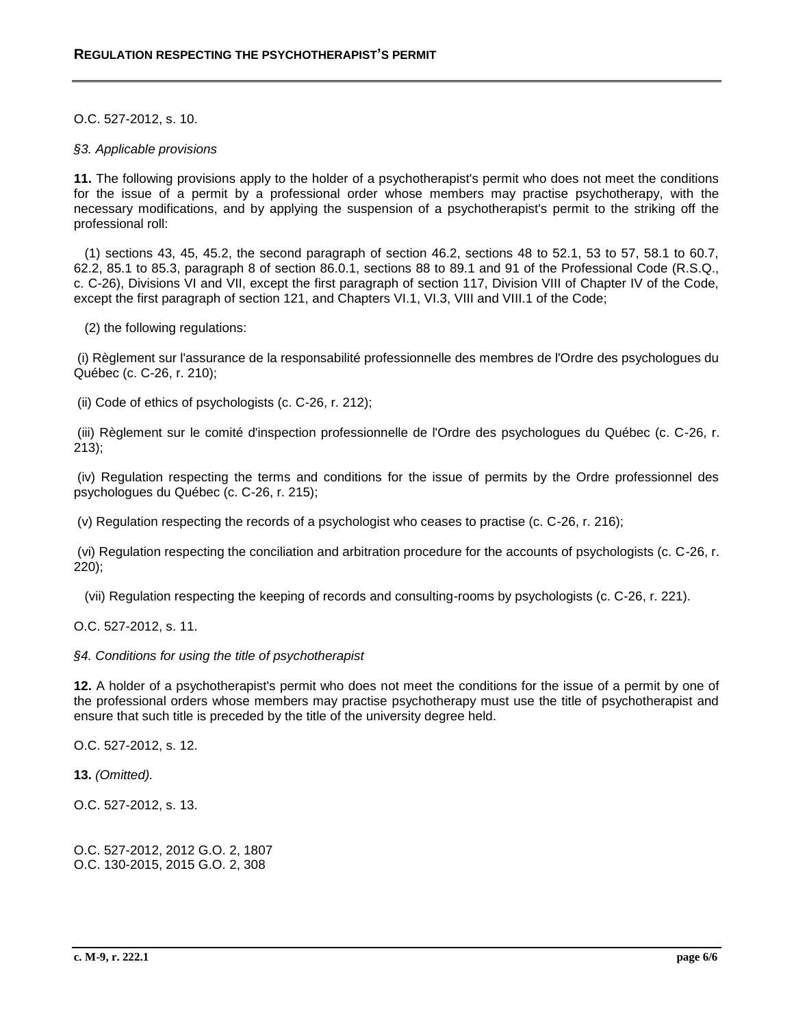O.C. 527-2012, s. 10.

*§3. Applicable provisions*

**11.** The following provisions apply to the holder of a psychotherapist's permit who does not meet the conditions for the issue of a permit by a professional order whose members may practise psychotherapy, with the necessary modifications, and by applying the suspension of a psychotherapist's permit to the striking off the professional roll:

(1) sections 43, 45, 45.2, the second paragraph of section 46.2, sections 48 to 52.1, 53 to 57, 58.1 to 60.7, 62.2, 85.1 to 85.3, paragraph 8 of section 86.0.1, sections 88 to 89.1 and 91 of the Professional Code (R.S.Q., c. C-26), Divisions VI and VII, except the first paragraph of section 117, Division VIII of Chapter IV of the Code, except the first paragraph of section 121, and Chapters VI.1, VI.3, VIII and VIII.1 of the Code;

(2) the following regulations:

(i) Règlement sur l'assurance de la responsabilité professionnelle des membres de l'Ordre des psychologues du Québec (c. C-26, r. 210);

(ii) Code of ethics of psychologists (c. C-26, r. 212);

(iii) Règlement sur le comité d'inspection professionnelle de l'Ordre des psychologues du Québec (c. C-26, r. 213);

(iv) Regulation respecting the terms and conditions for the issue of permits by the Ordre professionnel des psychologues du Québec (c. C-26, r. 215);

(v) Regulation respecting the records of a psychologist who ceases to practise (c. C-26, r. 216);

(vi) Regulation respecting the conciliation and arbitration procedure for the accounts of psychologists (c. C-26, r. 220);

(vii) Regulation respecting the keeping of records and consulting-rooms by psychologists (c. C-26, r. 221).

O.C. 527-2012, s. 11.

*§4. Conditions for using the title of psychotherapist*

**12.** A holder of a psychotherapist's permit who does not meet the conditions for the issue of a permit by one of the professional orders whose members may practise psychotherapy must use the title of psychotherapist and ensure that such title is preceded by the title of the university degree held.

O.C. 527-2012, s. 12.

**13.** *(Omitted).*

O.C. 527-2012, s. 13.

O.C. 527-2012, 2012 G.O. 2, 1807
O.C. 130-2015, 2015 G.O. 2, 308